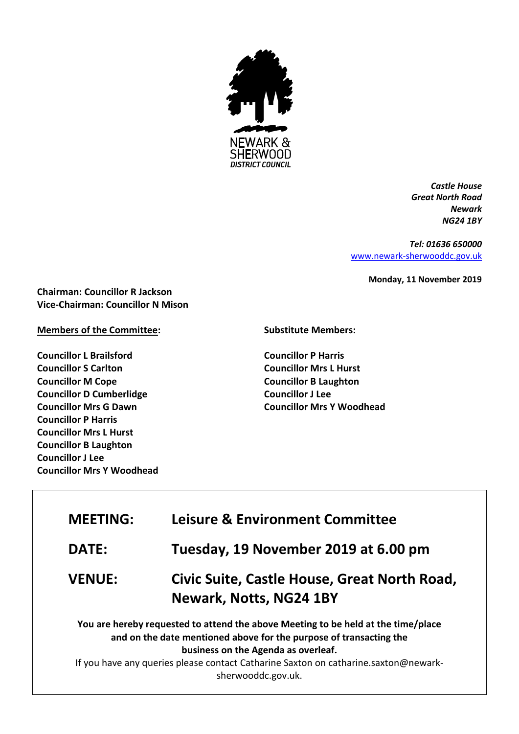NEWARK & SHERWOOD
*DISTRICT COUNCIL*

***Castle House***
***Great North Road***
***Newark***
***NG24 1BY***

***Tel: 01636 650000***
[www.newark-sherwooddc.gov.uk](http://www.newark-sherwooddc.gov.uk)

**Monday, 11 November 2019**

**Chairman: Councillor R Jackson**
**Vice-Chairman: Councillor N Mison**

**Members of the Committee:**

**Councillor L Brailsford**
**Councillor S Carlton**
**Councillor M Cope**
**Councillor D Cumberlidge**
**Councillor Mrs G Dawn**
**Councillor P Harris**
**Councillor Mrs L Hurst**
**Councillor B Laughton**
**Councillor J Lee**
**Councillor Mrs Y Woodhead**

**Substitute Members:**

**Councillor P Harris**
**Councillor Mrs L Hurst**
**Councillor B Laughton**
**Councillor J Lee**
**Councillor Mrs Y Woodhead**

| | |
|---|---|
| **MEETING:** | **Leisure & Environment Committee** |
| **DATE:** | **Tuesday, 19 November 2019 at 6.00 pm** |
| **VENUE:** | **Civic Suite, Castle House, Great North Road, Newark, Notts, NG24 1BY** |

**You are hereby requested to attend the above Meeting to be held at the time/place and on the date mentioned above for the purpose of transacting the business on the Agenda as overleaf.**

If you have any queries please contact Catharine Saxton on catharine.saxton@newark-sherwooddc.gov.uk.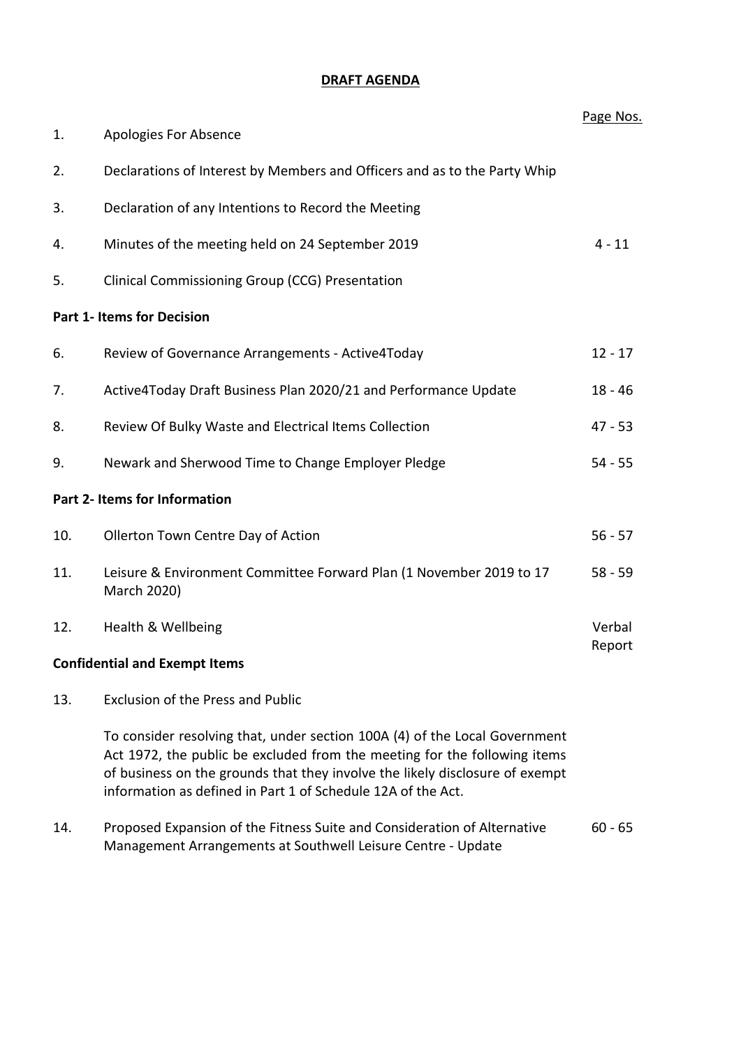**DRAFT AGENDA**

| | | Page Nos. |
|---|---|---|
| 1. | Apologies For Absence | |
| 2. | Declarations of Interest by Members and Officers and as to the Party Whip | |
| 3. | Declaration of any Intentions to Record the Meeting | |
| 4. | Minutes of the meeting held on 24 September 2019 | 4 - 11 |
| 5. | Clinical Commissioning Group (CCG) Presentation | |
| **Part 1- Items for Decision** | | |
| 6. | Review of Governance Arrangements - Active4Today | 12 - 17 |
| 7. | Active4Today Draft Business Plan 2020/21 and Performance Update | 18 - 46 |
| 8. | Review Of Bulky Waste and Electrical Items Collection | 47 - 53 |
| 9. | Newark and Sherwood Time to Change Employer Pledge | 54 - 55 |
| **Part 2- Items for Information** | | |
| 10. | Ollerton Town Centre Day of Action | 56 - 57 |
| 11. | Leisure & Environment Committee Forward Plan (1 November 2019 to 17 March 2020) | 58 - 59 |
| 12. | Health & Wellbeing | Verbal Report |
| **Confidential and Exempt Items** | | |
| 13. | Exclusion of the Press and Public<br><br>To consider resolving that, under section 100A (4) of the Local Government Act 1972, the public be excluded from the meeting for the following items of business on the grounds that they involve the likely disclosure of exempt information as defined in Part 1 of Schedule 12A of the Act. | |
| 14. | Proposed Expansion of the Fitness Suite and Consideration of Alternative Management Arrangements at Southwell Leisure Centre - Update | 60 - 65 |